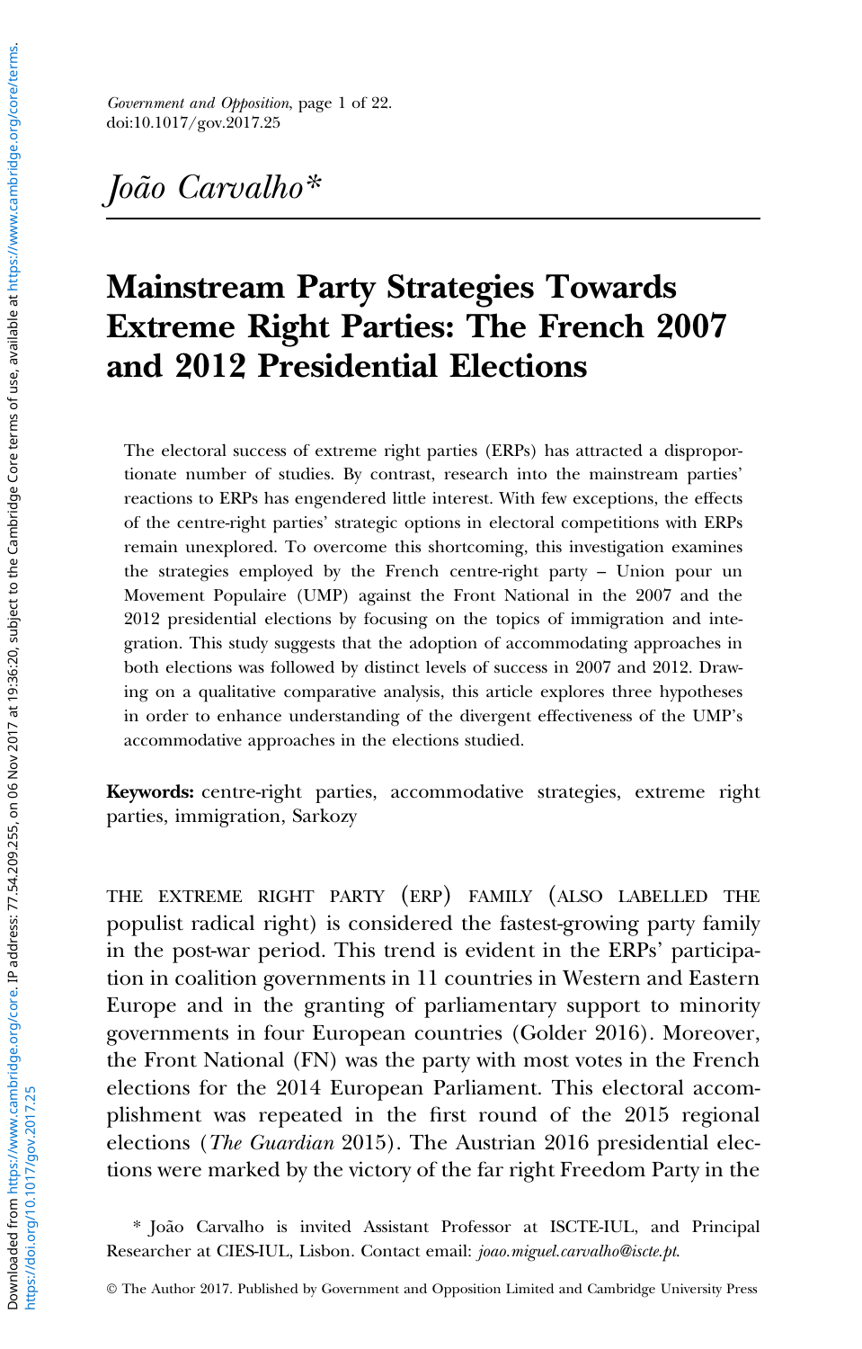*João Carvalho\**

# Mainstream Party Strategies Towards Extreme Right Parties: The French 2007 and 2012 Presidential Elections

The electoral success of extreme right parties (ERPs) has attracted a disproportionate number of studies. By contrast, research into the mainstream parties' reactions to ERPs has engendered little interest. With few exceptions, the effects of the centre-right parties' strategic options in electoral competitions with ERPs remain unexplored. To overcome this shortcoming, this investigation examines the strategies employed by the French centre-right party – Union pour un Movement Populaire (UMP) against the Front National in the 2007 and the 2012 presidential elections by focusing on the topics of immigration and integration. This study suggests that the adoption of accommodating approaches in both elections was followed by distinct levels of success in 2007 and 2012. Drawing on a qualitative comparative analysis, this article explores three hypotheses in order to enhance understanding of the divergent effectiveness of the UMP's accommodative approaches in the elections studied.

**Keywords:** centre-right parties, accommodative strategies, extreme right parties, immigration, Sarkozy

THE EXTREME RIGHT PARTY (ERP) FAMILY (ALSO LABELLED THE populist radical right) is considered the fastest-growing party family in the post-war period. This trend is evident in the ERPs' participation in coalition governments in 11 countries in Western and Eastern Europe and in the granting of parliamentary support to minority governments in four European countries (Golder 2016). Moreover, the Front National (FN) was the party with most votes in the French elections for the 2014 European Parliament. This electoral accomplishment was repeated in the first round of the 2015 regional elections (*The Guardian* 2015). The Austrian 2016 presidential elections were marked by the victory of the far right Freedom Party in the

\* João Carvalho is invited Assistant Professor at ISCTE-IUL, and Principal Researcher at CIES-IUL, Lisbon. Contact email: *joao.miguel.carvalho@iscte.pt*.

© The Author 2017. Published by Government and Opposition Limited and Cambridge University Press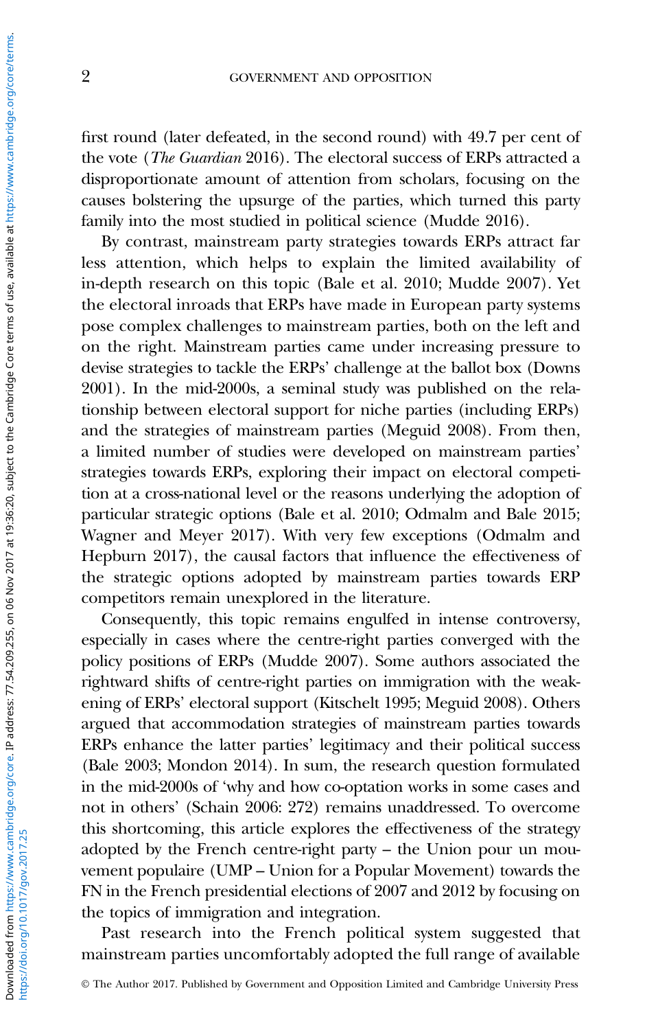first round (later defeated, in the second round) with 49.7 per cent of the vote (*The Guardian* 2016). The electoral success of ERPs attracted a disproportionate amount of attention from scholars, focusing on the causes bolstering the upsurge of the parties, which turned this party family into the most studied in political science (Mudde 2016).

By contrast, mainstream party strategies towards ERPs attract far less attention, which helps to explain the limited availability of in-depth research on this topic (Bale et al. 2010; Mudde 2007). Yet the electoral inroads that ERPs have made in European party systems pose complex challenges to mainstream parties, both on the left and on the right. Mainstream parties came under increasing pressure to devise strategies to tackle the ERPs' challenge at the ballot box (Downs 2001). In the mid-2000s, a seminal study was published on the relationship between electoral support for niche parties (including ERPs) and the strategies of mainstream parties (Meguid 2008). From then, a limited number of studies were developed on mainstream parties' strategies towards ERPs, exploring their impact on electoral competition at a cross-national level or the reasons underlying the adoption of particular strategic options (Bale et al. 2010; Odmalm and Bale 2015; Wagner and Meyer 2017). With very few exceptions (Odmalm and Hepburn 2017), the causal factors that influence the effectiveness of the strategic options adopted by mainstream parties towards ERP competitors remain unexplored in the literature.

Consequently, this topic remains engulfed in intense controversy, especially in cases where the centre-right parties converged with the policy positions of ERPs (Mudde 2007). Some authors associated the rightward shifts of centre-right parties on immigration with the weakening of ERPs' electoral support (Kitschelt 1995; Meguid 2008). Others argued that accommodation strategies of mainstream parties towards ERPs enhance the latter parties' legitimacy and their political success (Bale 2003; Mondon 2014). In sum, the research question formulated in the mid-2000s of 'why and how co-optation works in some cases and not in others' (Schain 2006: 272) remains unaddressed. To overcome this shortcoming, this article explores the effectiveness of the strategy adopted by the French centre-right party – the Union pour un mouvement populaire (UMP – Union for a Popular Movement) towards the FN in the French presidential elections of 2007 and 2012 by focusing on the topics of immigration and integration.

Past research into the French political system suggested that mainstream parties uncomfortably adopted the full range of available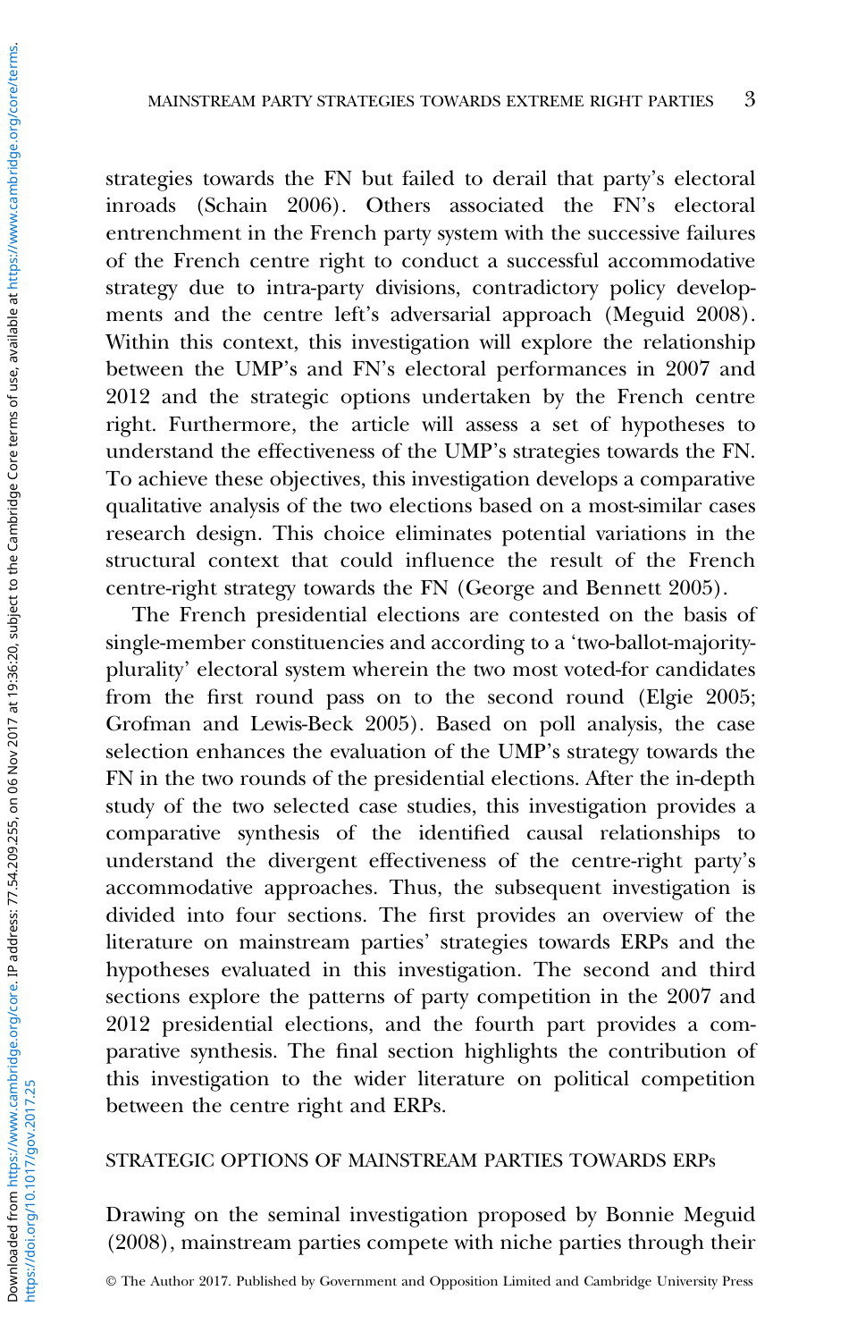strategies towards the FN but failed to derail that party's electoral inroads (Schain 2006). Others associated the FN's electoral entrenchment in the French party system with the successive failures of the French centre right to conduct a successful accommodative strategy due to intra-party divisions, contradictory policy developments and the centre left's adversarial approach (Meguid 2008). Within this context, this investigation will explore the relationship between the UMP's and FN's electoral performances in 2007 and 2012 and the strategic options undertaken by the French centre right. Furthermore, the article will assess a set of hypotheses to understand the effectiveness of the UMP's strategies towards the FN. To achieve these objectives, this investigation develops a comparative qualitative analysis of the two elections based on a most-similar cases research design. This choice eliminates potential variations in the structural context that could influence the result of the French centre-right strategy towards the FN (George and Bennett 2005).

The French presidential elections are contested on the basis of single-member constituencies and according to a 'two-ballot-majority-plurality' electoral system wherein the two most voted-for candidates from the first round pass on to the second round (Elgie 2005; Grofman and Lewis-Beck 2005). Based on poll analysis, the case selection enhances the evaluation of the UMP's strategy towards the FN in the two rounds of the presidential elections. After the in-depth study of the two selected case studies, this investigation provides a comparative synthesis of the identified causal relationships to understand the divergent effectiveness of the centre-right party's accommodative approaches. Thus, the subsequent investigation is divided into four sections. The first provides an overview of the literature on mainstream parties' strategies towards ERPs and the hypotheses evaluated in this investigation. The second and third sections explore the patterns of party competition in the 2007 and 2012 presidential elections, and the fourth part provides a comparative synthesis. The final section highlights the contribution of this investigation to the wider literature on political competition between the centre right and ERPs.

## STRATEGIC OPTIONS OF MAINSTREAM PARTIES TOWARDS ERPs

Drawing on the seminal investigation proposed by Bonnie Meguid (2008), mainstream parties compete with niche parties through their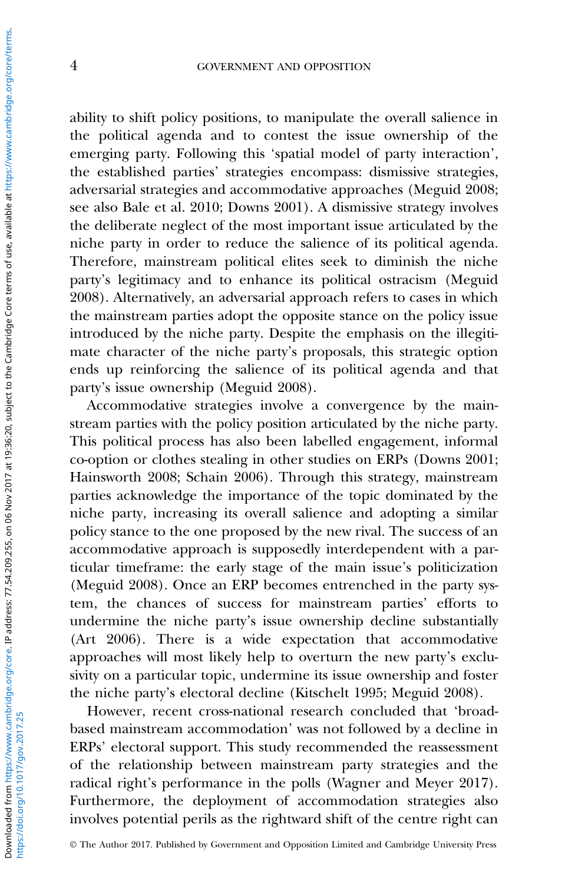ability to shift policy positions, to manipulate the overall salience in the political agenda and to contest the issue ownership of the emerging party. Following this 'spatial model of party interaction', the established parties' strategies encompass: dismissive strategies, adversarial strategies and accommodative approaches (Meguid 2008; see also Bale et al. 2010; Downs 2001). A dismissive strategy involves the deliberate neglect of the most important issue articulated by the niche party in order to reduce the salience of its political agenda. Therefore, mainstream political elites seek to diminish the niche party's legitimacy and to enhance its political ostracism (Meguid 2008). Alternatively, an adversarial approach refers to cases in which the mainstream parties adopt the opposite stance on the policy issue introduced by the niche party. Despite the emphasis on the illegitimate character of the niche party's proposals, this strategic option ends up reinforcing the salience of its political agenda and that party's issue ownership (Meguid 2008).

Accommodative strategies involve a convergence by the mainstream parties with the policy position articulated by the niche party. This political process has also been labelled engagement, informal co-option or clothes stealing in other studies on ERPs (Downs 2001; Hainsworth 2008; Schain 2006). Through this strategy, mainstream parties acknowledge the importance of the topic dominated by the niche party, increasing its overall salience and adopting a similar policy stance to the one proposed by the new rival. The success of an accommodative approach is supposedly interdependent with a particular timeframe: the early stage of the main issue's politicization (Meguid 2008). Once an ERP becomes entrenched in the party system, the chances of success for mainstream parties' efforts to undermine the niche party's issue ownership decline substantially (Art 2006). There is a wide expectation that accommodative approaches will most likely help to overturn the new party's exclusivity on a particular topic, undermine its issue ownership and foster the niche party's electoral decline (Kitschelt 1995; Meguid 2008).

However, recent cross-national research concluded that 'broad-based mainstream accommodation' was not followed by a decline in ERPs' electoral support. This study recommended the reassessment of the relationship between mainstream party strategies and the radical right's performance in the polls (Wagner and Meyer 2017). Furthermore, the deployment of accommodation strategies also involves potential perils as the rightward shift of the centre right can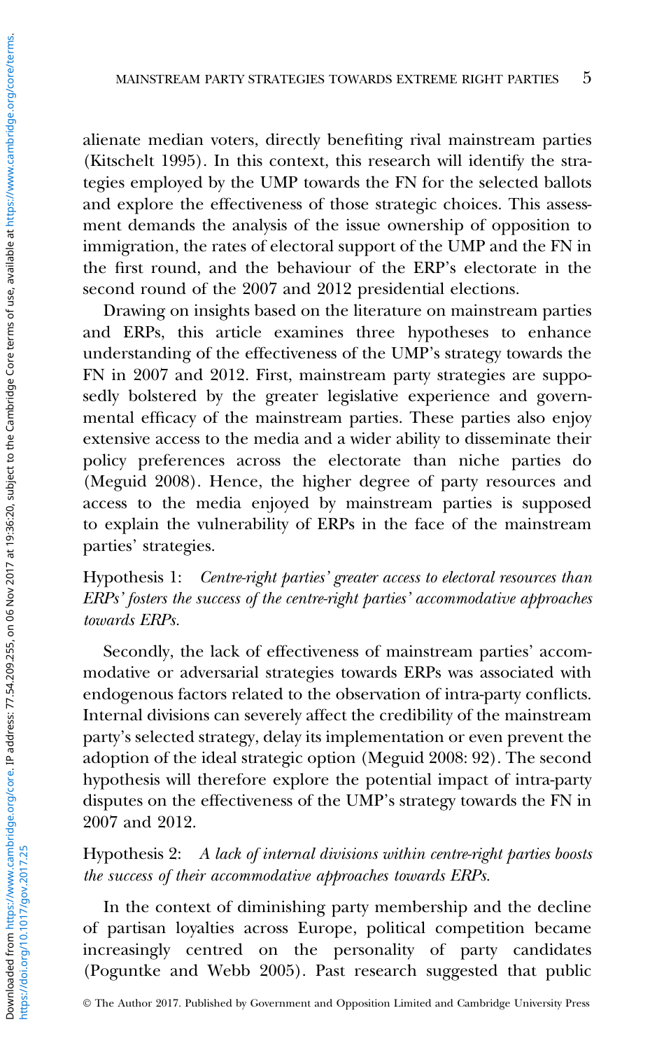alienate median voters, directly benefiting rival mainstream parties (Kitschelt 1995). In this context, this research will identify the strategies employed by the UMP towards the FN for the selected ballots and explore the effectiveness of those strategic choices. This assessment demands the analysis of the issue ownership of opposition to immigration, the rates of electoral support of the UMP and the FN in the first round, and the behaviour of the ERP's electorate in the second round of the 2007 and 2012 presidential elections.

Drawing on insights based on the literature on mainstream parties and ERPs, this article examines three hypotheses to enhance understanding of the effectiveness of the UMP's strategy towards the FN in 2007 and 2012. First, mainstream party strategies are supposedly bolstered by the greater legislative experience and governmental efficacy of the mainstream parties. These parties also enjoy extensive access to the media and a wider ability to disseminate their policy preferences across the electorate than niche parties do (Meguid 2008). Hence, the higher degree of party resources and access to the media enjoyed by mainstream parties is supposed to explain the vulnerability of ERPs in the face of the mainstream parties' strategies.

Hypothesis 1: *Centre-right parties' greater access to electoral resources than ERPs' fosters the success of the centre-right parties' accommodative approaches towards ERPs.*

Secondly, the lack of effectiveness of mainstream parties' accommodative or adversarial strategies towards ERPs was associated with endogenous factors related to the observation of intra-party conflicts. Internal divisions can severely affect the credibility of the mainstream party's selected strategy, delay its implementation or even prevent the adoption of the ideal strategic option (Meguid 2008: 92). The second hypothesis will therefore explore the potential impact of intra-party disputes on the effectiveness of the UMP's strategy towards the FN in 2007 and 2012.

Hypothesis 2: *A lack of internal divisions within centre-right parties boosts the success of their accommodative approaches towards ERPs.*

In the context of diminishing party membership and the decline of partisan loyalties across Europe, political competition became increasingly centred on the personality of party candidates (Poguntke and Webb 2005). Past research suggested that public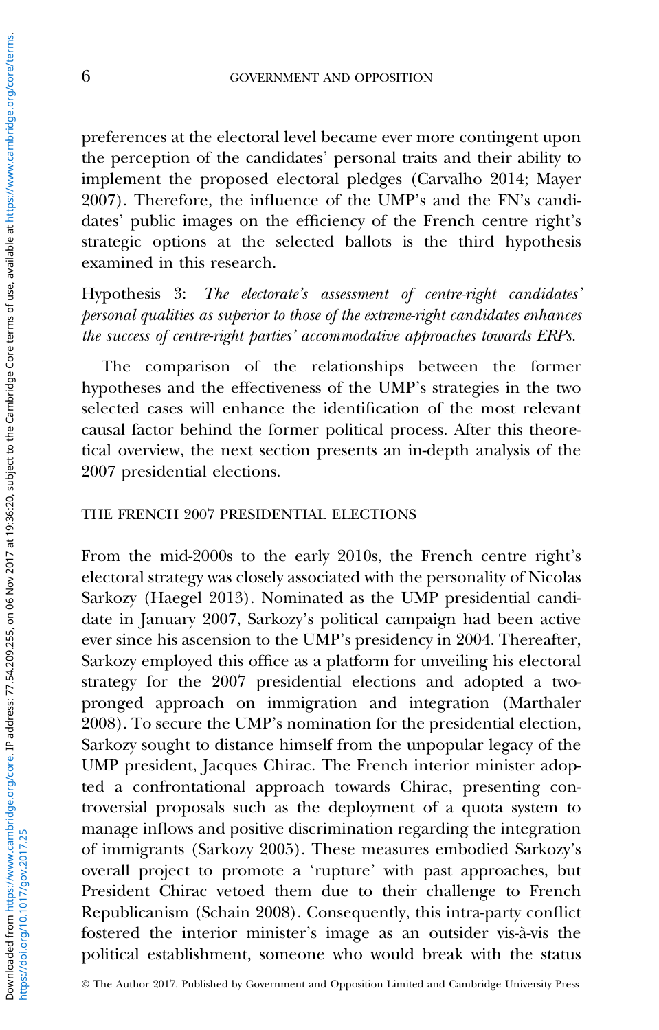preferences at the electoral level became ever more contingent upon the perception of the candidates' personal traits and their ability to implement the proposed electoral pledges (Carvalho 2014; Mayer 2007). Therefore, the influence of the UMP's and the FN's candidates' public images on the efficiency of the French centre right's strategic options at the selected ballots is the third hypothesis examined in this research.

Hypothesis 3: *The electorate's assessment of centre-right candidates' personal qualities as superior to those of the extreme-right candidates enhances the success of centre-right parties' accommodative approaches towards ERPs.*

The comparison of the relationships between the former hypotheses and the effectiveness of the UMP's strategies in the two selected cases will enhance the identification of the most relevant causal factor behind the former political process. After this theoretical overview, the next section presents an in-depth analysis of the 2007 presidential elections.

## THE FRENCH 2007 PRESIDENTIAL ELECTIONS

From the mid-2000s to the early 2010s, the French centre right's electoral strategy was closely associated with the personality of Nicolas Sarkozy (Haegel 2013). Nominated as the UMP presidential candidate in January 2007, Sarkozy's political campaign had been active ever since his ascension to the UMP's presidency in 2004. Thereafter, Sarkozy employed this office as a platform for unveiling his electoral strategy for the 2007 presidential elections and adopted a two-pronged approach on immigration and integration (Marthaler 2008). To secure the UMP's nomination for the presidential election, Sarkozy sought to distance himself from the unpopular legacy of the UMP president, Jacques Chirac. The French interior minister adopted a confrontational approach towards Chirac, presenting controversial proposals such as the deployment of a quota system to manage inflows and positive discrimination regarding the integration of immigrants (Sarkozy 2005). These measures embodied Sarkozy's overall project to promote a 'rupture' with past approaches, but President Chirac vetoed them due to their challenge to French Republicanism (Schain 2008). Consequently, this intra-party conflict fostered the interior minister's image as an outsider vis-à-vis the political establishment, someone who would break with the status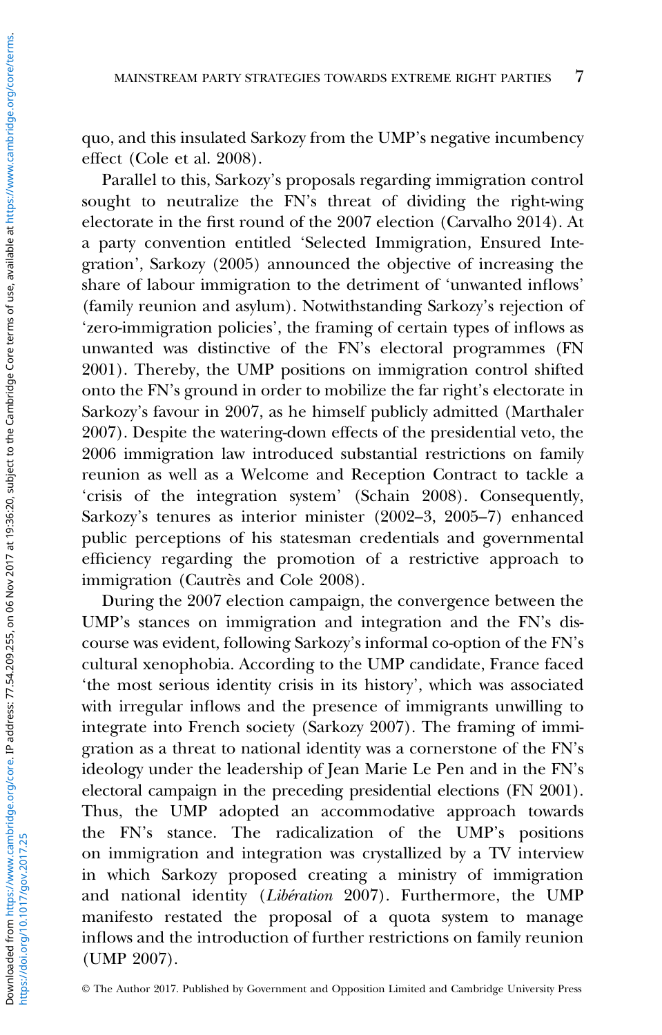quo, and this insulated Sarkozy from the UMP's negative incumbency effect (Cole et al. 2008).

Parallel to this, Sarkozy's proposals regarding immigration control sought to neutralize the FN's threat of dividing the right-wing electorate in the first round of the 2007 election (Carvalho 2014). At a party convention entitled 'Selected Immigration, Ensured Integration', Sarkozy (2005) announced the objective of increasing the share of labour immigration to the detriment of 'unwanted inflows' (family reunion and asylum). Notwithstanding Sarkozy's rejection of 'zero-immigration policies', the framing of certain types of inflows as unwanted was distinctive of the FN's electoral programmes (FN 2001). Thereby, the UMP positions on immigration control shifted onto the FN's ground in order to mobilize the far right's electorate in Sarkozy's favour in 2007, as he himself publicly admitted (Marthaler 2007). Despite the watering-down effects of the presidential veto, the 2006 immigration law introduced substantial restrictions on family reunion as well as a Welcome and Reception Contract to tackle a 'crisis of the integration system' (Schain 2008). Consequently, Sarkozy's tenures as interior minister (2002–3, 2005–7) enhanced public perceptions of his statesman credentials and governmental efficiency regarding the promotion of a restrictive approach to immigration (Cautrès and Cole 2008).

During the 2007 election campaign, the convergence between the UMP's stances on immigration and integration and the FN's discourse was evident, following Sarkozy's informal co-option of the FN's cultural xenophobia. According to the UMP candidate, France faced 'the most serious identity crisis in its history', which was associated with irregular inflows and the presence of immigrants unwilling to integrate into French society (Sarkozy 2007). The framing of immigration as a threat to national identity was a cornerstone of the FN's ideology under the leadership of Jean Marie Le Pen and in the FN's electoral campaign in the preceding presidential elections (FN 2001). Thus, the UMP adopted an accommodative approach towards the FN's stance. The radicalization of the UMP's positions on immigration and integration was crystallized by a TV interview in which Sarkozy proposed creating a ministry of immigration and national identity (*Libération* 2007). Furthermore, the UMP manifesto restated the proposal of a quota system to manage inflows and the introduction of further restrictions on family reunion (UMP 2007).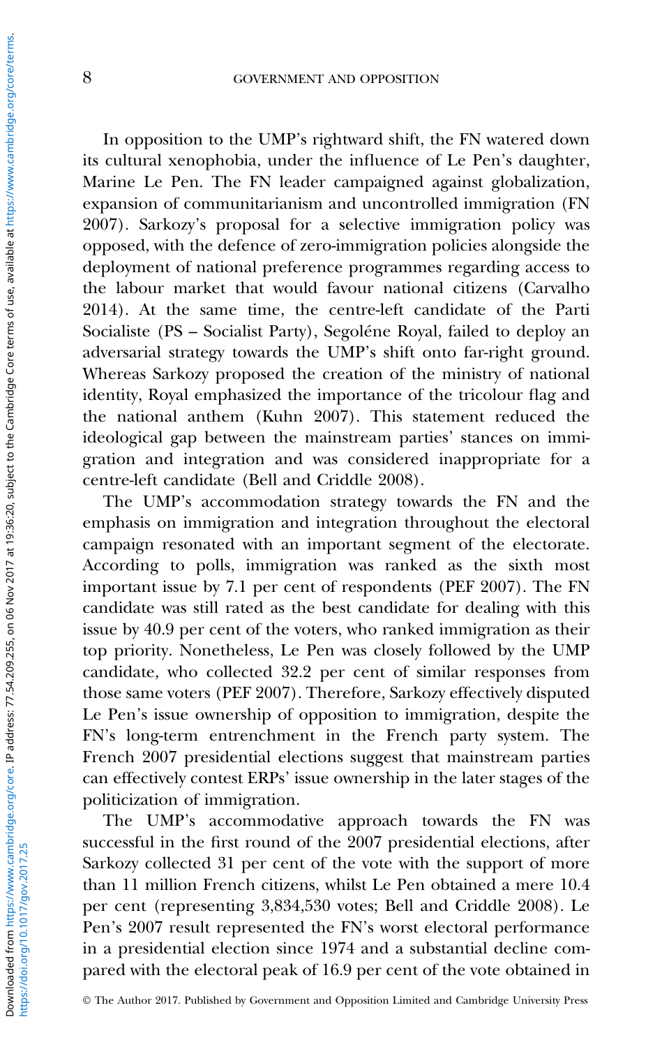In opposition to the UMP's rightward shift, the FN watered down its cultural xenophobia, under the influence of Le Pen's daughter, Marine Le Pen. The FN leader campaigned against globalization, expansion of communitarianism and uncontrolled immigration (FN 2007). Sarkozy's proposal for a selective immigration policy was opposed, with the defence of zero-immigration policies alongside the deployment of national preference programmes regarding access to the labour market that would favour national citizens (Carvalho 2014). At the same time, the centre-left candidate of the Parti Socialiste (PS – Socialist Party), Segoléne Royal, failed to deploy an adversarial strategy towards the UMP's shift onto far-right ground. Whereas Sarkozy proposed the creation of the ministry of national identity, Royal emphasized the importance of the tricolour flag and the national anthem (Kuhn 2007). This statement reduced the ideological gap between the mainstream parties' stances on immigration and integration and was considered inappropriate for a centre-left candidate (Bell and Criddle 2008).

The UMP's accommodation strategy towards the FN and the emphasis on immigration and integration throughout the electoral campaign resonated with an important segment of the electorate. According to polls, immigration was ranked as the sixth most important issue by 7.1 per cent of respondents (PEF 2007). The FN candidate was still rated as the best candidate for dealing with this issue by 40.9 per cent of the voters, who ranked immigration as their top priority. Nonetheless, Le Pen was closely followed by the UMP candidate, who collected 32.2 per cent of similar responses from those same voters (PEF 2007). Therefore, Sarkozy effectively disputed Le Pen's issue ownership of opposition to immigration, despite the FN's long-term entrenchment in the French party system. The French 2007 presidential elections suggest that mainstream parties can effectively contest ERPs' issue ownership in the later stages of the politicization of immigration.

The UMP's accommodative approach towards the FN was successful in the first round of the 2007 presidential elections, after Sarkozy collected 31 per cent of the vote with the support of more than 11 million French citizens, whilst Le Pen obtained a mere 10.4 per cent (representing 3,834,530 votes; Bell and Criddle 2008). Le Pen's 2007 result represented the FN's worst electoral performance in a presidential election since 1974 and a substantial decline compared with the electoral peak of 16.9 per cent of the vote obtained in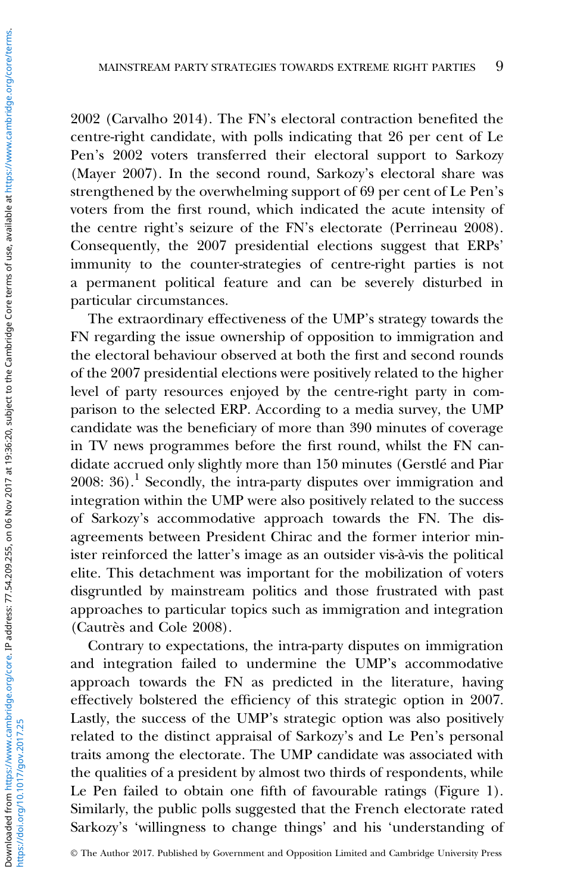2002 (Carvalho 2014). The FN's electoral contraction benefited the centre-right candidate, with polls indicating that 26 per cent of Le Pen's 2002 voters transferred their electoral support to Sarkozy (Mayer 2007). In the second round, Sarkozy's electoral share was strengthened by the overwhelming support of 69 per cent of Le Pen's voters from the first round, which indicated the acute intensity of the centre right's seizure of the FN's electorate (Perrineau 2008). Consequently, the 2007 presidential elections suggest that ERPs' immunity to the counter-strategies of centre-right parties is not a permanent political feature and can be severely disturbed in particular circumstances.

The extraordinary effectiveness of the UMP's strategy towards the FN regarding the issue ownership of opposition to immigration and the electoral behaviour observed at both the first and second rounds of the 2007 presidential elections were positively related to the higher level of party resources enjoyed by the centre-right party in comparison to the selected ERP. According to a media survey, the UMP candidate was the beneficiary of more than 390 minutes of coverage in TV news programmes before the first round, whilst the FN candidate accrued only slightly more than 150 minutes (Gerstlé and Piar 2008: 36).[1] Secondly, the intra-party disputes over immigration and integration within the UMP were also positively related to the success of Sarkozy's accommodative approach towards the FN. The disagreements between President Chirac and the former interior minister reinforced the latter's image as an outsider vis-à-vis the political elite. This detachment was important for the mobilization of voters disgruntled by mainstream politics and those frustrated with past approaches to particular topics such as immigration and integration (Cautrès and Cole 2008).

Contrary to expectations, the intra-party disputes on immigration and integration failed to undermine the UMP's accommodative approach towards the FN as predicted in the literature, having effectively bolstered the efficiency of this strategic option in 2007. Lastly, the success of the UMP's strategic option was also positively related to the distinct appraisal of Sarkozy's and Le Pen's personal traits among the electorate. The UMP candidate was associated with the qualities of a president by almost two thirds of respondents, while Le Pen failed to obtain one fifth of favourable ratings (Figure 1). Similarly, the public polls suggested that the French electorate rated Sarkozy's 'willingness to change things' and his 'understanding of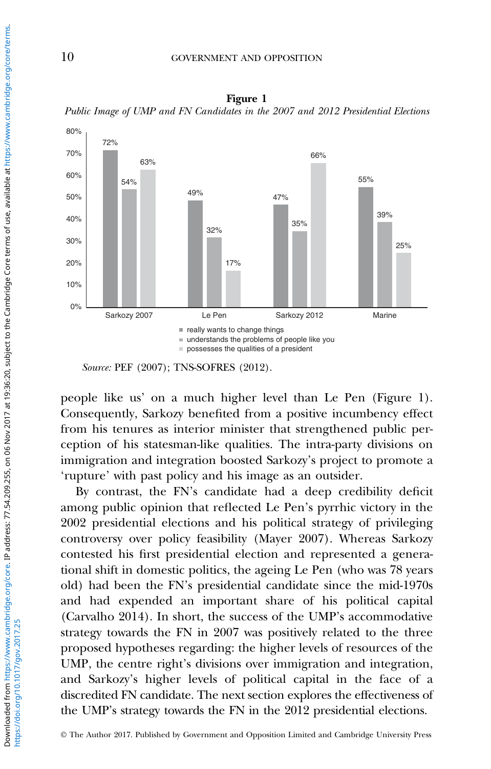**Figure 1**

*Public Image of UMP and FN Candidates in the 2007 and 2012 Presidential Elections*

| | really wants to change things | understands the problems of people like you | possesses the qualities of a president |
|---|---|---|---|
| Sarkozy 2007 | 72% | 54% | 63% |
| Le Pen | 49% | 32% | 17% |
| Sarkozy 2012 | 47% | 35% | 66% |
| Marine | 55% | 39% | 25% |

*Source:* PEF (2007); TNS-SOFRES (2012).

people like us' on a much higher level than Le Pen (Figure 1). Consequently, Sarkozy benefited from a positive incumbency effect from his tenures as interior minister that strengthened public perception of his statesman-like qualities. The intra-party divisions on immigration and integration boosted Sarkozy's project to promote a 'rupture' with past policy and his image as an outsider.

By contrast, the FN's candidate had a deep credibility deficit among public opinion that reflected Le Pen's pyrrhic victory in the 2002 presidential elections and his political strategy of privileging controversy over policy feasibility (Mayer 2007). Whereas Sarkozy contested his first presidential election and represented a generational shift in domestic politics, the ageing Le Pen (who was 78 years old) had been the FN's presidential candidate since the mid-1970s and had expended an important share of his political capital (Carvalho 2014). In short, the success of the UMP's accommodative strategy towards the FN in 2007 was positively related to the three proposed hypotheses regarding: the higher levels of resources of the UMP, the centre right's divisions over immigration and integration, and Sarkozy's higher levels of political capital in the face of a discredited FN candidate. The next section explores the effectiveness of the UMP's strategy towards the FN in the 2012 presidential elections.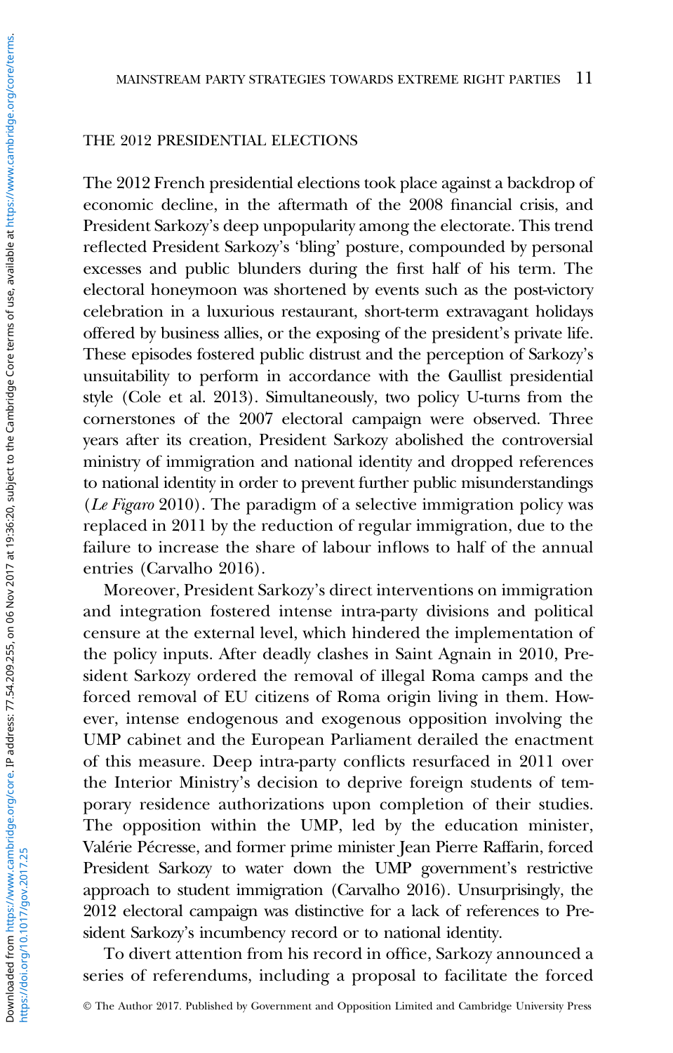## THE 2012 PRESIDENTIAL ELECTIONS

The 2012 French presidential elections took place against a backdrop of economic decline, in the aftermath of the 2008 financial crisis, and President Sarkozy's deep unpopularity among the electorate. This trend reflected President Sarkozy's 'bling' posture, compounded by personal excesses and public blunders during the first half of his term. The electoral honeymoon was shortened by events such as the post-victory celebration in a luxurious restaurant, short-term extravagant holidays offered by business allies, or the exposing of the president's private life. These episodes fostered public distrust and the perception of Sarkozy's unsuitability to perform in accordance with the Gaullist presidential style (Cole et al. 2013). Simultaneously, two policy U-turns from the cornerstones of the 2007 electoral campaign were observed. Three years after its creation, President Sarkozy abolished the controversial ministry of immigration and national identity and dropped references to national identity in order to prevent further public misunderstandings (*Le Figaro* 2010). The paradigm of a selective immigration policy was replaced in 2011 by the reduction of regular immigration, due to the failure to increase the share of labour inflows to half of the annual entries (Carvalho 2016).

Moreover, President Sarkozy's direct interventions on immigration and integration fostered intense intra-party divisions and political censure at the external level, which hindered the implementation of the policy inputs. After deadly clashes in Saint Agnain in 2010, President Sarkozy ordered the removal of illegal Roma camps and the forced removal of EU citizens of Roma origin living in them. However, intense endogenous and exogenous opposition involving the UMP cabinet and the European Parliament derailed the enactment of this measure. Deep intra-party conflicts resurfaced in 2011 over the Interior Ministry's decision to deprive foreign students of temporary residence authorizations upon completion of their studies. The opposition within the UMP, led by the education minister, Valérie Pécresse, and former prime minister Jean Pierre Raffarin, forced President Sarkozy to water down the UMP government's restrictive approach to student immigration (Carvalho 2016). Unsurprisingly, the 2012 electoral campaign was distinctive for a lack of references to President Sarkozy's incumbency record or to national identity.

To divert attention from his record in office, Sarkozy announced a series of referendums, including a proposal to facilitate the forced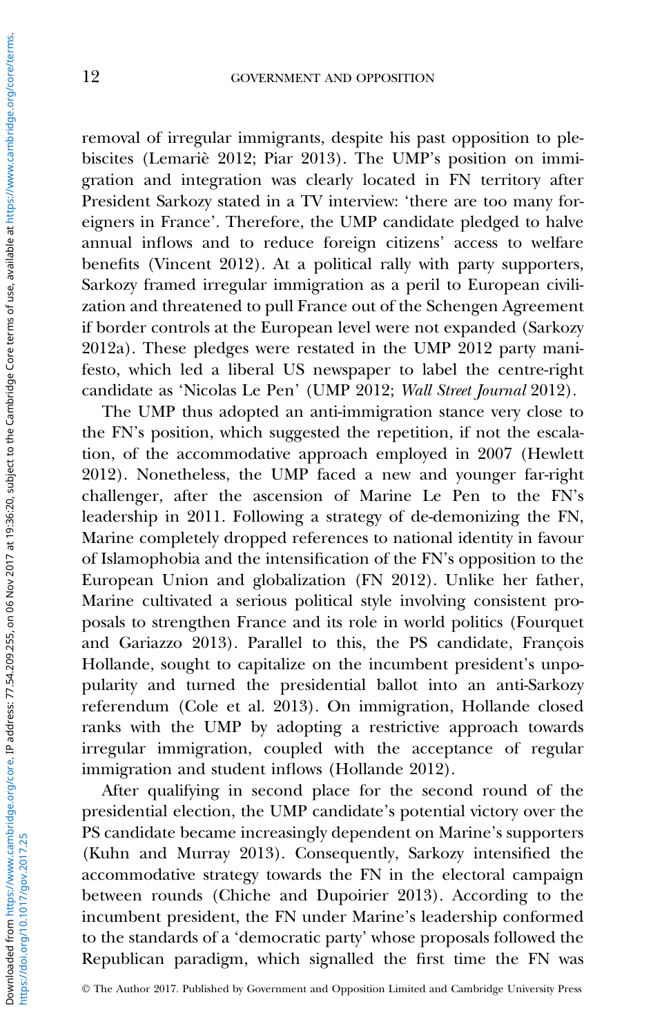removal of irregular immigrants, despite his past opposition to plebiscites (Lemariè 2012; Piar 2013). The UMP's position on immigration and integration was clearly located in FN territory after President Sarkozy stated in a TV interview: 'there are too many foreigners in France'. Therefore, the UMP candidate pledged to halve annual inflows and to reduce foreign citizens' access to welfare benefits (Vincent 2012). At a political rally with party supporters, Sarkozy framed irregular immigration as a peril to European civilization and threatened to pull France out of the Schengen Agreement if border controls at the European level were not expanded (Sarkozy 2012a). These pledges were restated in the UMP 2012 party manifesto, which led a liberal US newspaper to label the centre-right candidate as 'Nicolas Le Pen' (UMP 2012; *Wall Street Journal* 2012).

The UMP thus adopted an anti-immigration stance very close to the FN's position, which suggested the repetition, if not the escalation, of the accommodative approach employed in 2007 (Hewlett 2012). Nonetheless, the UMP faced a new and younger far-right challenger, after the ascension of Marine Le Pen to the FN's leadership in 2011. Following a strategy of de-demonizing the FN, Marine completely dropped references to national identity in favour of Islamophobia and the intensification of the FN's opposition to the European Union and globalization (FN 2012). Unlike her father, Marine cultivated a serious political style involving consistent proposals to strengthen France and its role in world politics (Fourquet and Gariazzo 2013). Parallel to this, the PS candidate, François Hollande, sought to capitalize on the incumbent president's unpopularity and turned the presidential ballot into an anti-Sarkozy referendum (Cole et al. 2013). On immigration, Hollande closed ranks with the UMP by adopting a restrictive approach towards irregular immigration, coupled with the acceptance of regular immigration and student inflows (Hollande 2012).

After qualifying in second place for the second round of the presidential election, the UMP candidate's potential victory over the PS candidate became increasingly dependent on Marine's supporters (Kuhn and Murray 2013). Consequently, Sarkozy intensified the accommodative strategy towards the FN in the electoral campaign between rounds (Chiche and Dupoirier 2013). According to the incumbent president, the FN under Marine's leadership conformed to the standards of a 'democratic party' whose proposals followed the Republican paradigm, which signalled the first time the FN was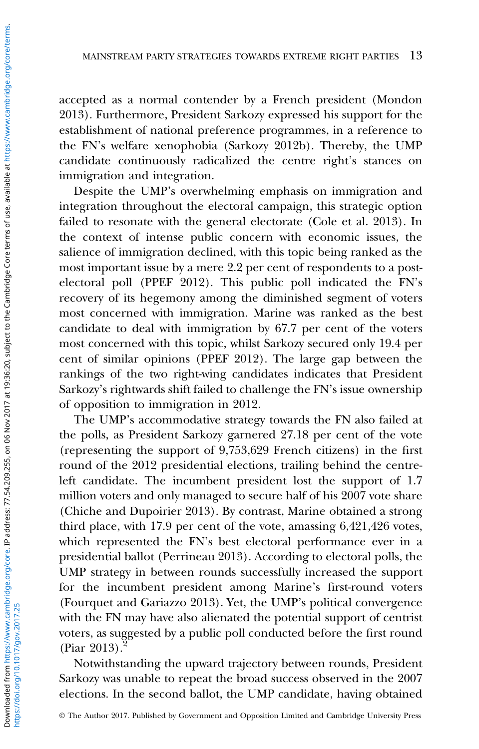accepted as a normal contender by a French president (Mondon 2013). Furthermore, President Sarkozy expressed his support for the establishment of national preference programmes, in a reference to the FN's welfare xenophobia (Sarkozy 2012b). Thereby, the UMP candidate continuously radicalized the centre right's stances on immigration and integration.

Despite the UMP's overwhelming emphasis on immigration and integration throughout the electoral campaign, this strategic option failed to resonate with the general electorate (Cole et al. 2013). In the context of intense public concern with economic issues, the salience of immigration declined, with this topic being ranked as the most important issue by a mere 2.2 per cent of respondents to a post-electoral poll (PPEF 2012). This public poll indicated the FN's recovery of its hegemony among the diminished segment of voters most concerned with immigration. Marine was ranked as the best candidate to deal with immigration by 67.7 per cent of the voters most concerned with this topic, whilst Sarkozy secured only 19.4 per cent of similar opinions (PPEF 2012). The large gap between the rankings of the two right-wing candidates indicates that President Sarkozy's rightwards shift failed to challenge the FN's issue ownership of opposition to immigration in 2012.

The UMP's accommodative strategy towards the FN also failed at the polls, as President Sarkozy garnered 27.18 per cent of the vote (representing the support of 9,753,629 French citizens) in the first round of the 2012 presidential elections, trailing behind the centre-left candidate. The incumbent president lost the support of 1.7 million voters and only managed to secure half of his 2007 vote share (Chiche and Dupoirier 2013). By contrast, Marine obtained a strong third place, with 17.9 per cent of the vote, amassing 6,421,426 votes, which represented the FN's best electoral performance ever in a presidential ballot (Perrineau 2013). According to electoral polls, the UMP strategy in between rounds successfully increased the support for the incumbent president among Marine's first-round voters (Fourquet and Gariazzo 2013). Yet, the UMP's political convergence with the FN may have also alienated the potential support of centrist voters, as suggested by a public poll conducted before the first round (Piar 2013).[2]

Notwithstanding the upward trajectory between rounds, President Sarkozy was unable to repeat the broad success observed in the 2007 elections. In the second ballot, the UMP candidate, having obtained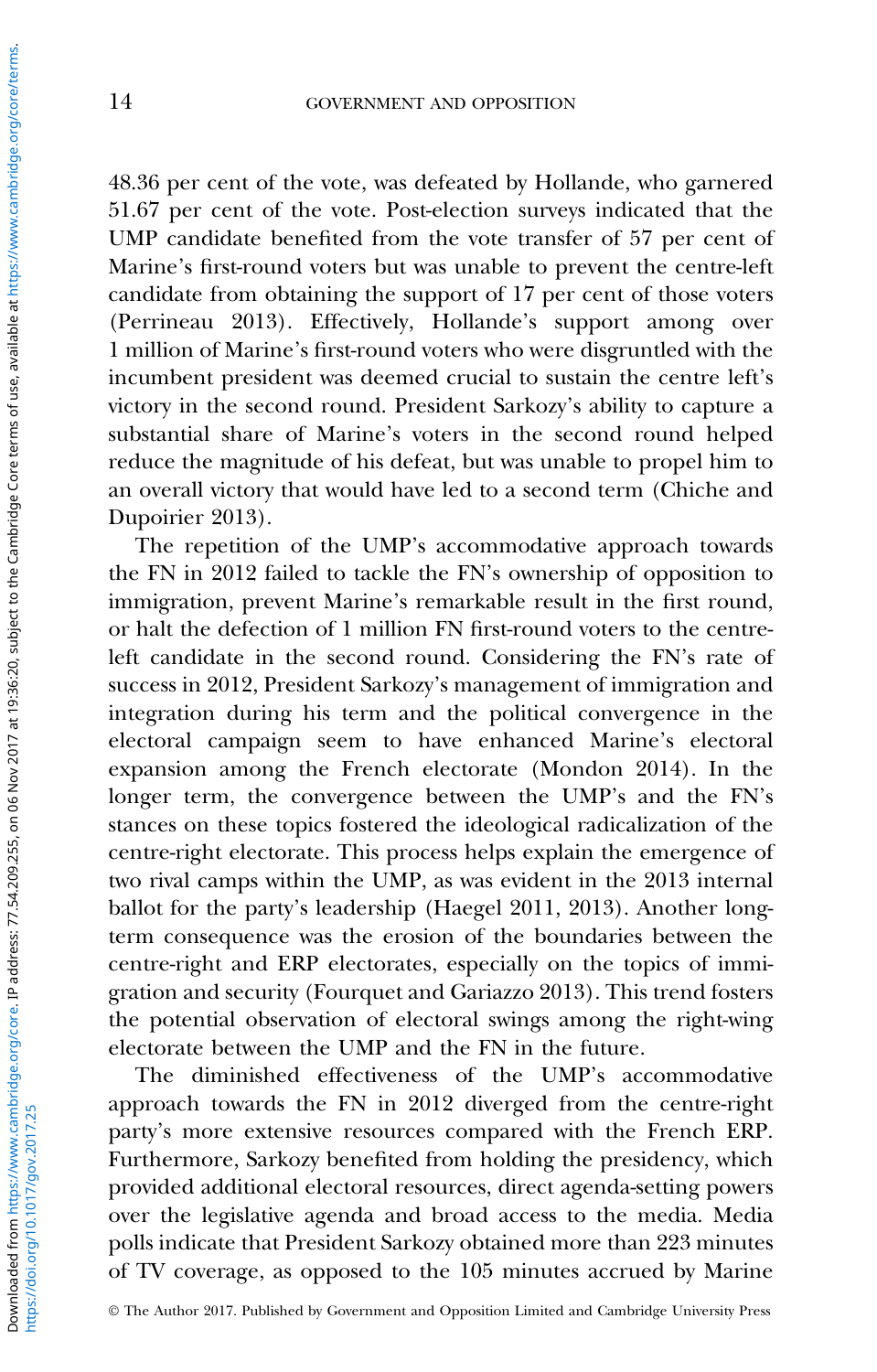48.36 per cent of the vote, was defeated by Hollande, who garnered 51.67 per cent of the vote. Post-election surveys indicated that the UMP candidate benefited from the vote transfer of 57 per cent of Marine's first-round voters but was unable to prevent the centre-left candidate from obtaining the support of 17 per cent of those voters (Perrineau 2013). Effectively, Hollande's support among over 1 million of Marine's first-round voters who were disgruntled with the incumbent president was deemed crucial to sustain the centre left's victory in the second round. President Sarkozy's ability to capture a substantial share of Marine's voters in the second round helped reduce the magnitude of his defeat, but was unable to propel him to an overall victory that would have led to a second term (Chiche and Dupoirier 2013).

The repetition of the UMP's accommodative approach towards the FN in 2012 failed to tackle the FN's ownership of opposition to immigration, prevent Marine's remarkable result in the first round, or halt the defection of 1 million FN first-round voters to the centre-left candidate in the second round. Considering the FN's rate of success in 2012, President Sarkozy's management of immigration and integration during his term and the political convergence in the electoral campaign seem to have enhanced Marine's electoral expansion among the French electorate (Mondon 2014). In the longer term, the convergence between the UMP's and the FN's stances on these topics fostered the ideological radicalization of the centre-right electorate. This process helps explain the emergence of two rival camps within the UMP, as was evident in the 2013 internal ballot for the party's leadership (Haegel 2011, 2013). Another long-term consequence was the erosion of the boundaries between the centre-right and ERP electorates, especially on the topics of immigration and security (Fourquet and Gariazzo 2013). This trend fosters the potential observation of electoral swings among the right-wing electorate between the UMP and the FN in the future.

The diminished effectiveness of the UMP's accommodative approach towards the FN in 2012 diverged from the centre-right party's more extensive resources compared with the French ERP. Furthermore, Sarkozy benefited from holding the presidency, which provided additional electoral resources, direct agenda-setting powers over the legislative agenda and broad access to the media. Media polls indicate that President Sarkozy obtained more than 223 minutes of TV coverage, as opposed to the 105 minutes accrued by Marine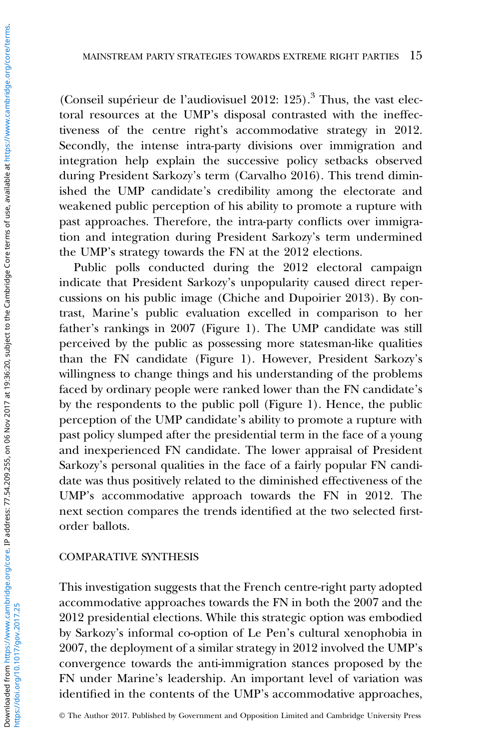(Conseil supérieur de l'audiovisuel 2012: 125).[3] Thus, the vast electoral resources at the UMP's disposal contrasted with the ineffectiveness of the centre right's accommodative strategy in 2012. Secondly, the intense intra-party divisions over immigration and integration help explain the successive policy setbacks observed during President Sarkozy's term (Carvalho 2016). This trend diminished the UMP candidate's credibility among the electorate and weakened public perception of his ability to promote a rupture with past approaches. Therefore, the intra-party conflicts over immigration and integration during President Sarkozy's term undermined the UMP's strategy towards the FN at the 2012 elections.

Public polls conducted during the 2012 electoral campaign indicate that President Sarkozy's unpopularity caused direct repercussions on his public image (Chiche and Dupoirier 2013). By contrast, Marine's public evaluation excelled in comparison to her father's rankings in 2007 (Figure 1). The UMP candidate was still perceived by the public as possessing more statesman-like qualities than the FN candidate (Figure 1). However, President Sarkozy's willingness to change things and his understanding of the problems faced by ordinary people were ranked lower than the FN candidate's by the respondents to the public poll (Figure 1). Hence, the public perception of the UMP candidate's ability to promote a rupture with past policy slumped after the presidential term in the face of a young and inexperienced FN candidate. The lower appraisal of President Sarkozy's personal qualities in the face of a fairly popular FN candidate was thus positively related to the diminished effectiveness of the UMP's accommodative approach towards the FN in 2012. The next section compares the trends identified at the two selected first-order ballots.

## COMPARATIVE SYNTHESIS

This investigation suggests that the French centre-right party adopted accommodative approaches towards the FN in both the 2007 and the 2012 presidential elections. While this strategic option was embodied by Sarkozy's informal co-option of Le Pen's cultural xenophobia in 2007, the deployment of a similar strategy in 2012 involved the UMP's convergence towards the anti-immigration stances proposed by the FN under Marine's leadership. An important level of variation was identified in the contents of the UMP's accommodative approaches,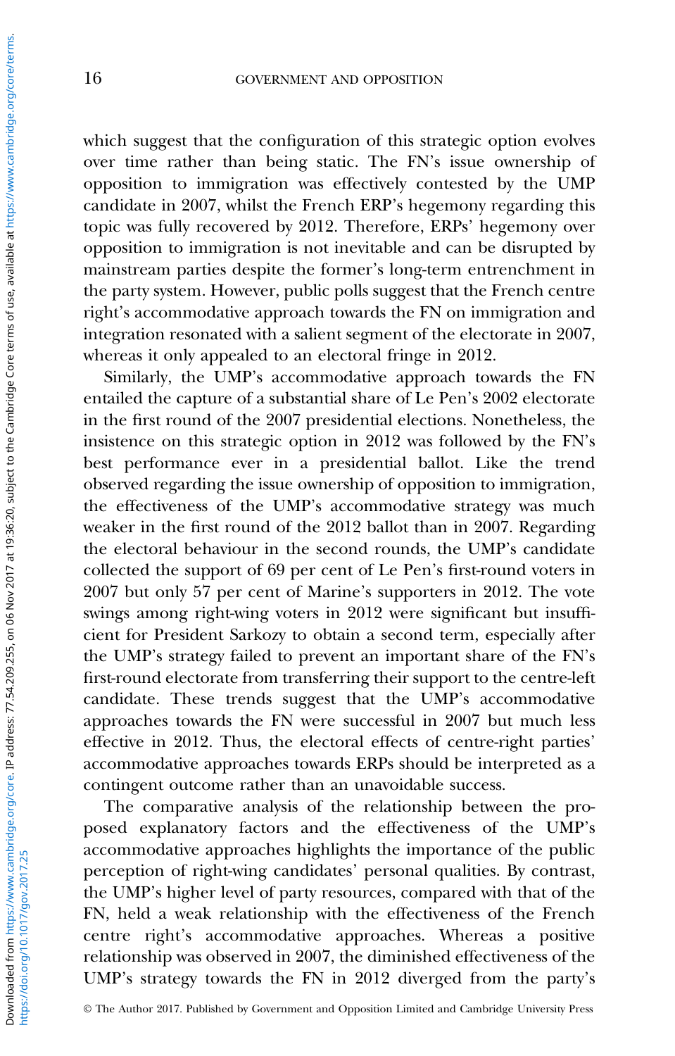which suggest that the configuration of this strategic option evolves over time rather than being static. The FN's issue ownership of opposition to immigration was effectively contested by the UMP candidate in 2007, whilst the French ERP's hegemony regarding this topic was fully recovered by 2012. Therefore, ERPs' hegemony over opposition to immigration is not inevitable and can be disrupted by mainstream parties despite the former's long-term entrenchment in the party system. However, public polls suggest that the French centre right's accommodative approach towards the FN on immigration and integration resonated with a salient segment of the electorate in 2007, whereas it only appealed to an electoral fringe in 2012.

Similarly, the UMP's accommodative approach towards the FN entailed the capture of a substantial share of Le Pen's 2002 electorate in the first round of the 2007 presidential elections. Nonetheless, the insistence on this strategic option in 2012 was followed by the FN's best performance ever in a presidential ballot. Like the trend observed regarding the issue ownership of opposition to immigration, the effectiveness of the UMP's accommodative strategy was much weaker in the first round of the 2012 ballot than in 2007. Regarding the electoral behaviour in the second rounds, the UMP's candidate collected the support of 69 per cent of Le Pen's first-round voters in 2007 but only 57 per cent of Marine's supporters in 2012. The vote swings among right-wing voters in 2012 were significant but insufficient for President Sarkozy to obtain a second term, especially after the UMP's strategy failed to prevent an important share of the FN's first-round electorate from transferring their support to the centre-left candidate. These trends suggest that the UMP's accommodative approaches towards the FN were successful in 2007 but much less effective in 2012. Thus, the electoral effects of centre-right parties' accommodative approaches towards ERPs should be interpreted as a contingent outcome rather than an unavoidable success.

The comparative analysis of the relationship between the proposed explanatory factors and the effectiveness of the UMP's accommodative approaches highlights the importance of the public perception of right-wing candidates' personal qualities. By contrast, the UMP's higher level of party resources, compared with that of the FN, held a weak relationship with the effectiveness of the French centre right's accommodative approaches. Whereas a positive relationship was observed in 2007, the diminished effectiveness of the UMP's strategy towards the FN in 2012 diverged from the party's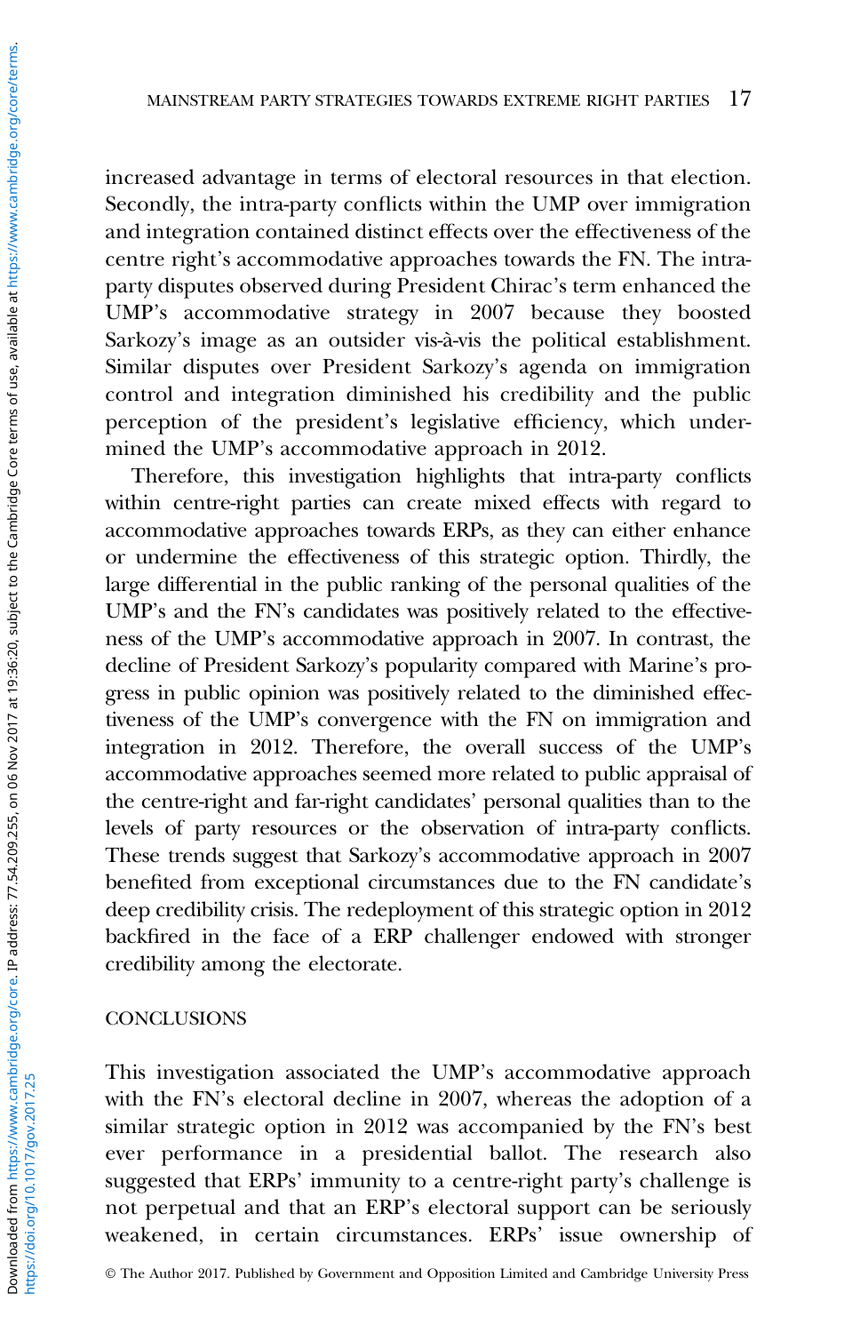increased advantage in terms of electoral resources in that election. Secondly, the intra-party conflicts within the UMP over immigration and integration contained distinct effects over the effectiveness of the centre right's accommodative approaches towards the FN. The intra-party disputes observed during President Chirac's term enhanced the UMP's accommodative strategy in 2007 because they boosted Sarkozy's image as an outsider vis-à-vis the political establishment. Similar disputes over President Sarkozy's agenda on immigration control and integration diminished his credibility and the public perception of the president's legislative efficiency, which undermined the UMP's accommodative approach in 2012.

Therefore, this investigation highlights that intra-party conflicts within centre-right parties can create mixed effects with regard to accommodative approaches towards ERPs, as they can either enhance or undermine the effectiveness of this strategic option. Thirdly, the large differential in the public ranking of the personal qualities of the UMP's and the FN's candidates was positively related to the effectiveness of the UMP's accommodative approach in 2007. In contrast, the decline of President Sarkozy's popularity compared with Marine's progress in public opinion was positively related to the diminished effectiveness of the UMP's convergence with the FN on immigration and integration in 2012. Therefore, the overall success of the UMP's accommodative approaches seemed more related to public appraisal of the centre-right and far-right candidates' personal qualities than to the levels of party resources or the observation of intra-party conflicts. These trends suggest that Sarkozy's accommodative approach in 2007 benefited from exceptional circumstances due to the FN candidate's deep credibility crisis. The redeployment of this strategic option in 2012 backfired in the face of a ERP challenger endowed with stronger credibility among the electorate.

## CONCLUSIONS

This investigation associated the UMP's accommodative approach with the FN's electoral decline in 2007, whereas the adoption of a similar strategic option in 2012 was accompanied by the FN's best ever performance in a presidential ballot. The research also suggested that ERPs' immunity to a centre-right party's challenge is not perpetual and that an ERP's electoral support can be seriously weakened, in certain circumstances. ERPs' issue ownership of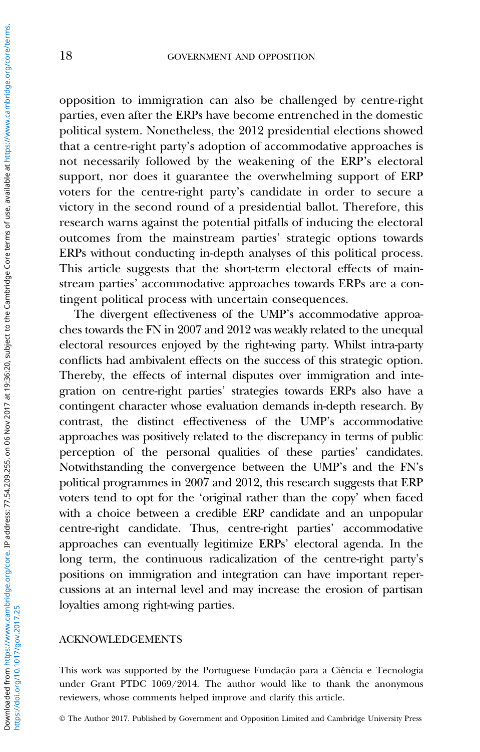opposition to immigration can also be challenged by centre-right parties, even after the ERPs have become entrenched in the domestic political system. Nonetheless, the 2012 presidential elections showed that a centre-right party's adoption of accommodative approaches is not necessarily followed by the weakening of the ERP's electoral support, nor does it guarantee the overwhelming support of ERP voters for the centre-right party's candidate in order to secure a victory in the second round of a presidential ballot. Therefore, this research warns against the potential pitfalls of inducing the electoral outcomes from the mainstream parties' strategic options towards ERPs without conducting in-depth analyses of this political process. This article suggests that the short-term electoral effects of mainstream parties' accommodative approaches towards ERPs are a contingent political process with uncertain consequences.

The divergent effectiveness of the UMP's accommodative approaches towards the FN in 2007 and 2012 was weakly related to the unequal electoral resources enjoyed by the right-wing party. Whilst intra-party conflicts had ambivalent effects on the success of this strategic option. Thereby, the effects of internal disputes over immigration and integration on centre-right parties' strategies towards ERPs also have a contingent character whose evaluation demands in-depth research. By contrast, the distinct effectiveness of the UMP's accommodative approaches was positively related to the discrepancy in terms of public perception of the personal qualities of these parties' candidates. Notwithstanding the convergence between the UMP's and the FN's political programmes in 2007 and 2012, this research suggests that ERP voters tend to opt for the 'original rather than the copy' when faced with a choice between a credible ERP candidate and an unpopular centre-right candidate. Thus, centre-right parties' accommodative approaches can eventually legitimize ERPs' electoral agenda. In the long term, the continuous radicalization of the centre-right party's positions on immigration and integration can have important repercussions at an internal level and may increase the erosion of partisan loyalties among right-wing parties.

## ACKNOWLEDGEMENTS

This work was supported by the Portuguese Fundação para a Ciência e Tecnologia under Grant PTDC 1069/2014. The author would like to thank the anonymous reviewers, whose comments helped improve and clarify this article.

© The Author 2017. Published by Government and Opposition Limited and Cambridge University Press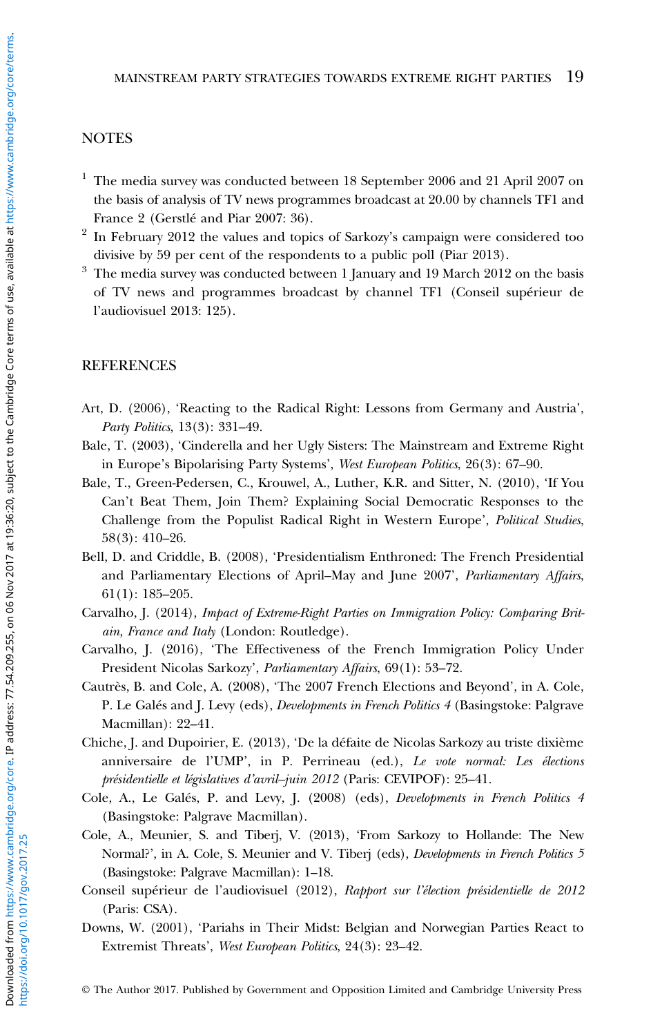## NOTES

[1] The media survey was conducted between 18 September 2006 and 21 April 2007 on the basis of analysis of TV news programmes broadcast at 20.00 by channels TF1 and France 2 (Gerstlé and Piar 2007: 36).

[2] In February 2012 the values and topics of Sarkozy's campaign were considered too divisive by 59 per cent of the respondents to a public poll (Piar 2013).

[3] The media survey was conducted between 1 January and 19 March 2012 on the basis of TV news and programmes broadcast by channel TF1 (Conseil supérieur de l'audiovisuel 2013: 125).

## REFERENCES

Art, D. (2006), 'Reacting to the Radical Right: Lessons from Germany and Austria', *Party Politics*, 13(3): 331–49.

Bale, T. (2003), 'Cinderella and her Ugly Sisters: The Mainstream and Extreme Right in Europe's Bipolarising Party Systems', *West European Politics*, 26(3): 67–90.

Bale, T., Green-Pedersen, C., Krouwel, A., Luther, K.R. and Sitter, N. (2010), 'If You Can't Beat Them, Join Them? Explaining Social Democratic Responses to the Challenge from the Populist Radical Right in Western Europe', *Political Studies*, 58(3): 410–26.

Bell, D. and Criddle, B. (2008), 'Presidentialism Enthroned: The French Presidential and Parliamentary Elections of April–May and June 2007', *Parliamentary Affairs*, 61(1): 185–205.

Carvalho, J. (2014), *Impact of Extreme-Right Parties on Immigration Policy: Comparing Britain, France and Italy* (London: Routledge).

Carvalho, J. (2016), 'The Effectiveness of the French Immigration Policy Under President Nicolas Sarkozy', *Parliamentary Affairs*, 69(1): 53–72.

Cautrès, B. and Cole, A. (2008), 'The 2007 French Elections and Beyond', in A. Cole, P. Le Galés and J. Levy (eds), *Developments in French Politics 4* (Basingstoke: Palgrave Macmillan): 22–41.

Chiche, J. and Dupoirier, E. (2013), 'De la défaite de Nicolas Sarkozy au triste dixième anniversaire de l'UMP', in P. Perrineau (ed.), *Le vote normal: Les élections présidentielle et législatives d'avril–juin 2012* (Paris: CEVIPOF): 25–41.

Cole, A., Le Galés, P. and Levy, J. (2008) (eds), *Developments in French Politics 4* (Basingstoke: Palgrave Macmillan).

Cole, A., Meunier, S. and Tiberj, V. (2013), 'From Sarkozy to Hollande: The New Normal?', in A. Cole, S. Meunier and V. Tiberj (eds), *Developments in French Politics 5* (Basingstoke: Palgrave Macmillan): 1–18.

Conseil supérieur de l'audiovisuel (2012), *Rapport sur l'élection présidentielle de 2012* (Paris: CSA).

Downs, W. (2001), 'Pariahs in Their Midst: Belgian and Norwegian Parties React to Extremist Threats', *West European Politics*, 24(3): 23–42.

© The Author 2017. Published by Government and Opposition Limited and Cambridge University Press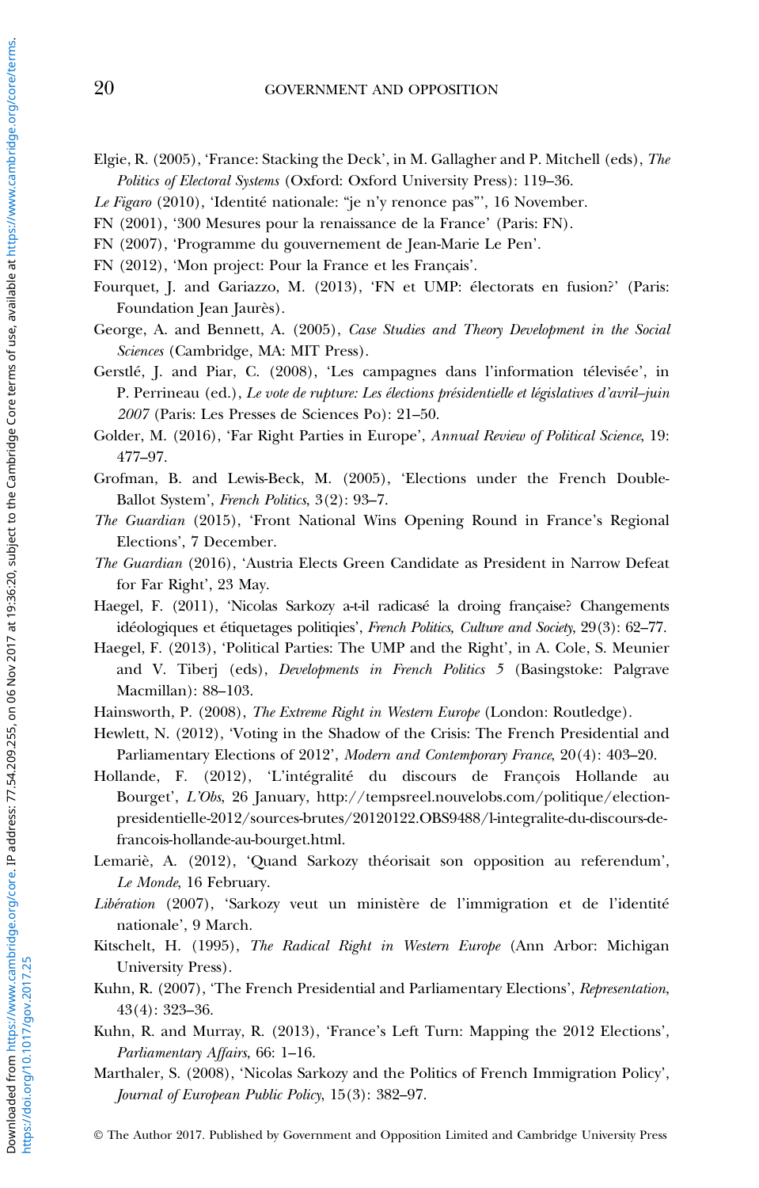Elgie, R. (2005), 'France: Stacking the Deck', in M. Gallagher and P. Mitchell (eds), *The Politics of Electoral Systems* (Oxford: Oxford University Press): 119–36.

*Le Figaro* (2010), 'Identité nationale: "je n'y renonce pas"', 16 November.

FN (2001), '300 Mesures pour la renaissance de la France' (Paris: FN).

FN (2007), 'Programme du gouvernement de Jean-Marie Le Pen'.

FN (2012), 'Mon project: Pour la France et les Français'.

Fourquet, J. and Gariazzo, M. (2013), 'FN et UMP: électorats en fusion?' (Paris: Foundation Jean Jaurès).

George, A. and Bennett, A. (2005), *Case Studies and Theory Development in the Social Sciences* (Cambridge, MA: MIT Press).

Gerstlé, J. and Piar, C. (2008), 'Les campagnes dans l'information télevisée', in P. Perrineau (ed.), *Le vote de rupture: Les élections présidentielle et législatives d'avril–juin 2007* (Paris: Les Presses de Sciences Po): 21–50.

Golder, M. (2016), 'Far Right Parties in Europe', *Annual Review of Political Science*, 19: 477–97.

Grofman, B. and Lewis-Beck, M. (2005), 'Elections under the French Double-Ballot System', *French Politics*, 3(2): 93–7.

*The Guardian* (2015), 'Front National Wins Opening Round in France's Regional Elections', 7 December.

*The Guardian* (2016), 'Austria Elects Green Candidate as President in Narrow Defeat for Far Right', 23 May.

Haegel, F. (2011), 'Nicolas Sarkozy a-t-il radicasé la droing française? Changements idéologiques et étiquetages politiqies', *French Politics, Culture and Society*, 29(3): 62–77.

Haegel, F. (2013), 'Political Parties: The UMP and the Right', in A. Cole, S. Meunier and V. Tiberj (eds), *Developments in French Politics 5* (Basingstoke: Palgrave Macmillan): 88–103.

Hainsworth, P. (2008), *The Extreme Right in Western Europe* (London: Routledge).

Hewlett, N. (2012), 'Voting in the Shadow of the Crisis: The French Presidential and Parliamentary Elections of 2012', *Modern and Contemporary France*, 20(4): 403–20.

Hollande, F. (2012), 'L'intégralité du discours de François Hollande au Bourget', *L'Obs*, 26 January, http://tempsreel.nouvelobs.com/politique/election-presidentielle-2012/sources-brutes/20120122.OBS9488/l-integralite-du-discours-de-francois-hollande-au-bourget.html.

Lemariè, A. (2012), 'Quand Sarkozy théorisait son opposition au referendum', *Le Monde*, 16 February.

*Libération* (2007), 'Sarkozy veut un ministère de l'immigration et de l'identité nationale', 9 March.

Kitschelt, H. (1995), *The Radical Right in Western Europe* (Ann Arbor: Michigan University Press).

Kuhn, R. (2007), 'The French Presidential and Parliamentary Elections', *Representation*, 43(4): 323–36.

Kuhn, R. and Murray, R. (2013), 'France's Left Turn: Mapping the 2012 Elections', *Parliamentary Affairs*, 66: 1–16.

Marthaler, S. (2008), 'Nicolas Sarkozy and the Politics of French Immigration Policy', *Journal of European Public Policy*, 15(3): 382–97.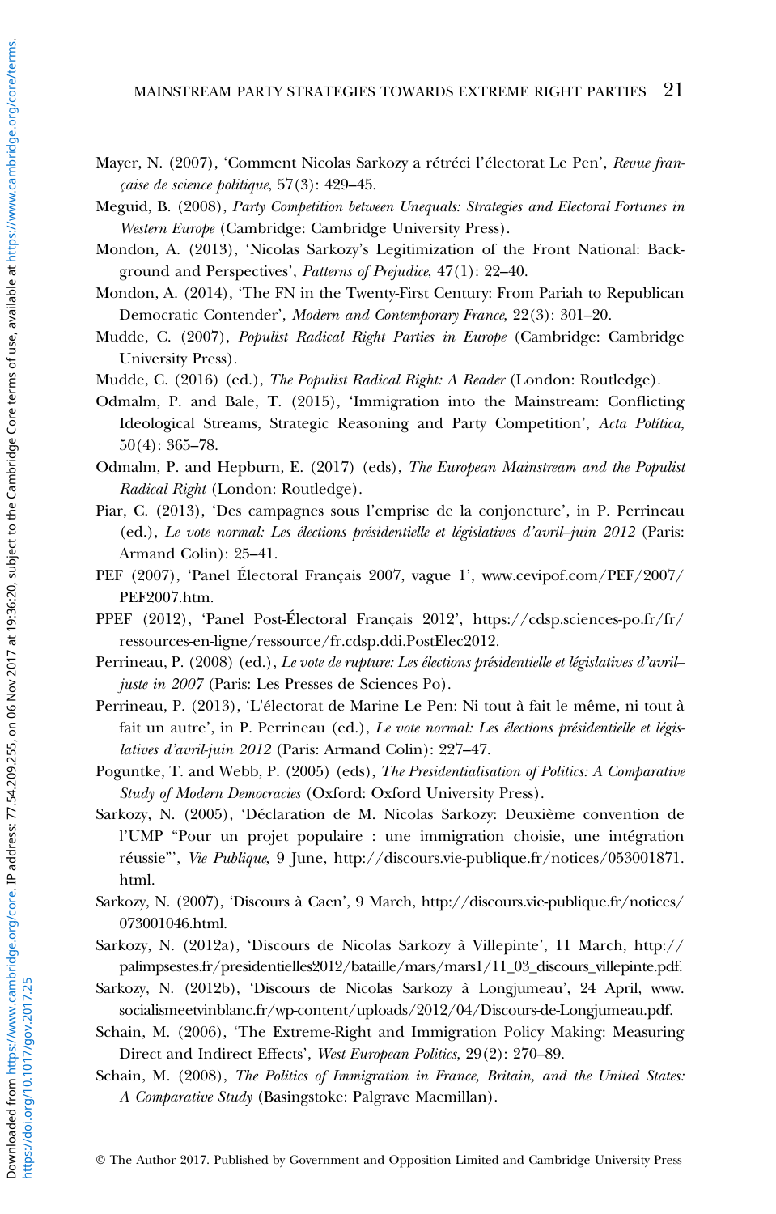Mayer, N. (2007), 'Comment Nicolas Sarkozy a rétréci l'électorat Le Pen', *Revue française de science politique*, 57(3): 429–45.

Meguid, B. (2008), *Party Competition between Unequals: Strategies and Electoral Fortunes in Western Europe* (Cambridge: Cambridge University Press).

Mondon, A. (2013), 'Nicolas Sarkozy's Legitimization of the Front National: Background and Perspectives', *Patterns of Prejudice*, 47(1): 22–40.

Mondon, A. (2014), 'The FN in the Twenty-First Century: From Pariah to Republican Democratic Contender', *Modern and Contemporary France*, 22(3): 301–20.

Mudde, C. (2007), *Populist Radical Right Parties in Europe* (Cambridge: Cambridge University Press).

Mudde, C. (2016) (ed.), *The Populist Radical Right: A Reader* (London: Routledge).

Odmalm, P. and Bale, T. (2015), 'Immigration into the Mainstream: Conflicting Ideological Streams, Strategic Reasoning and Party Competition', *Acta Política*, 50(4): 365–78.

Odmalm, P. and Hepburn, E. (2017) (eds), *The European Mainstream and the Populist Radical Right* (London: Routledge).

Piar, C. (2013), 'Des campagnes sous l'emprise de la conjoncture', in P. Perrineau (ed.), *Le vote normal: Les élections présidentielle et législatives d'avril–juin 2012* (Paris: Armand Colin): 25–41.

PEF (2007), 'Panel Électoral Français 2007, vague 1', www.cevipof.com/PEF/2007/PEF2007.htm.

PPEF (2012), 'Panel Post-Électoral Français 2012', https://cdsp.sciences-po.fr/fr/ressources-en-ligne/ressource/fr.cdsp.ddi.PostElec2012.

Perrineau, P. (2008) (ed.), *Le vote de rupture: Les élections présidentielle et législatives d'avril–juste in 2007* (Paris: Les Presses de Sciences Po).

Perrineau, P. (2013), 'L'électorat de Marine Le Pen: Ni tout à fait le même, ni tout à fait un autre', in P. Perrineau (ed.), *Le vote normal: Les élections présidentielle et législatives d'avril-juin 2012* (Paris: Armand Colin): 227–47.

Poguntke, T. and Webb, P. (2005) (eds), *The Presidentialisation of Politics: A Comparative Study of Modern Democracies* (Oxford: Oxford University Press).

Sarkozy, N. (2005), 'Déclaration de M. Nicolas Sarkozy: Deuxième convention de l'UMP "Pour un projet populaire : une immigration choisie, une intégration réussie"', *Vie Publique*, 9 June, http://discours.vie-publique.fr/notices/053001871.html.

Sarkozy, N. (2007), 'Discours à Caen', 9 March, http://discours.vie-publique.fr/notices/073001046.html.

Sarkozy, N. (2012a), 'Discours de Nicolas Sarkozy à Villepinte', 11 March, http://palimpsestes.fr/presidentielles2012/bataille/mars/mars1/11_03_discours_villepinte.pdf.

Sarkozy, N. (2012b), 'Discours de Nicolas Sarkozy à Longjumeau', 24 April, www.socialismeetvinblanc.fr/wp-content/uploads/2012/04/Discours-de-Longjumeau.pdf.

Schain, M. (2006), 'The Extreme-Right and Immigration Policy Making: Measuring Direct and Indirect Effects', *West European Politics*, 29(2): 270–89.

Schain, M. (2008), *The Politics of Immigration in France, Britain, and the United States: A Comparative Study* (Basingstoke: Palgrave Macmillan).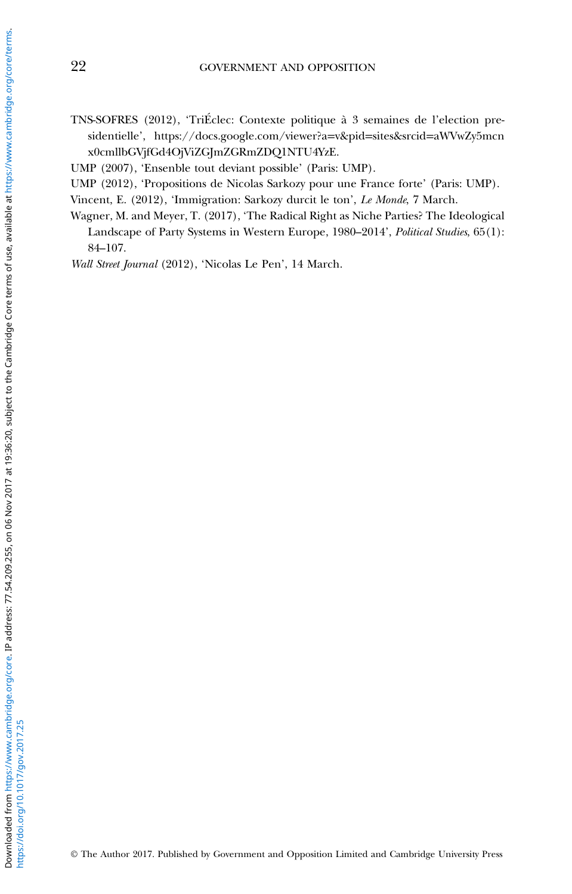TNS-SOFRES (2012), 'TriÉclec: Contexte politique à 3 semaines de l'election presidentielle', https://docs.google.com/viewer?a=v&pid=sites&srcid=aWVwZy5mcnx0cmllbGVjfGd4OjViZGJmZGRmZDQ1NTU4YzE.

UMP (2007), 'Ensemble tout deviant possible' (Paris: UMP).

UMP (2012), 'Propositions de Nicolas Sarkozy pour une France forte' (Paris: UMP).

Vincent, E. (2012), 'Immigration: Sarkozy durcit le ton', *Le Monde*, 7 March.

Wagner, M. and Meyer, T. (2017), 'The Radical Right as Niche Parties? The Ideological Landscape of Party Systems in Western Europe, 1980–2014', *Political Studies*, 65(1): 84–107.

*Wall Street Journal* (2012), 'Nicolas Le Pen', 14 March.